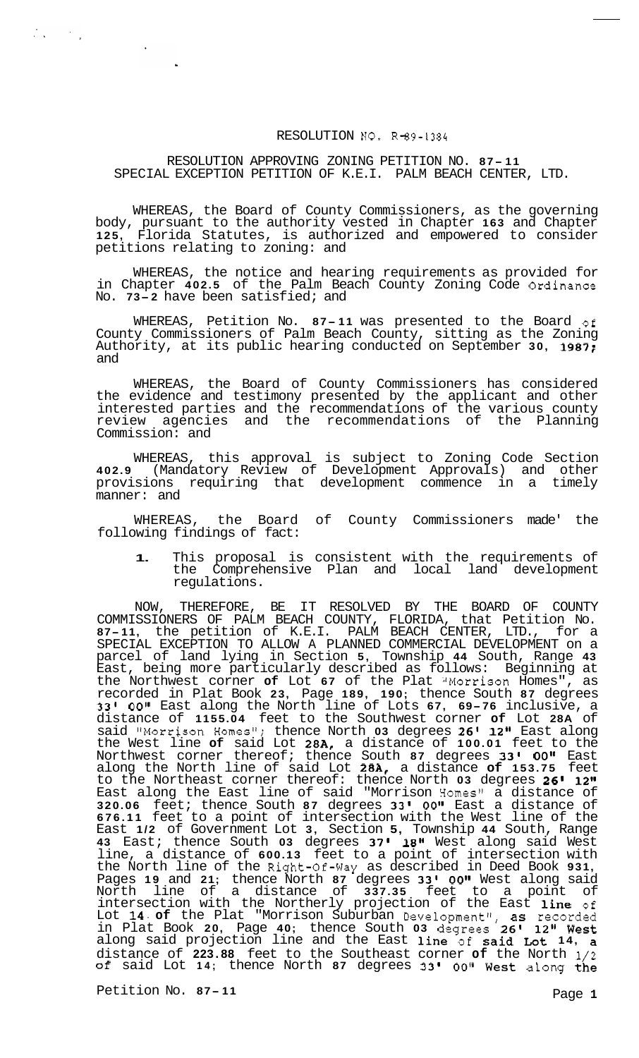RESOLUTION NO. R-89-1384

RESOLUTION APPROVING ZONING PETITION NO. 87-11
SPECIAL EXCEPTION PETITION OF K.E.I. PALM BEACH CENTER, LTD.

WHEREAS, the Board of County Commissioners, as the governing body, pursuant to the authority vested in Chapter 163 and Chapter 125, Florida Statutes, is authorized and empowered to consider petitions relating to zoning: and

WHEREAS, the notice and hearing requirements as provided for in Chapter 402.5 of the Palm Beach County Zoning Code Ordinance No. 73-2 have been satisfied; and

WHEREAS, Petition No. 87-11 was presented to the Board of County Commissioners of Palm Beach County, sitting as the Zoning Authority, at its public hearing conducted on September 30, 1987; and

WHEREAS, the Board of County Commissioners has considered the evidence and testimony presented by the applicant and other interested parties and the recommendations of the various county review agencies and the recommendations of the Planning Commission: and

WHEREAS, this approval is subject to Zoning Code Section 402.9 (Mandatory Review of Development Approvals) and other provisions requiring that development commence in a timely manner: and

WHEREAS, the Board of County Commissioners made' the following findings of fact:

1. This proposal is consistent with the requirements of the Comprehensive Plan and local land development regulations.

NOW, THEREFORE, BE IT RESOLVED BY THE BOARD OF COUNTY COMMISSIONERS OF PALM BEACH COUNTY, FLORIDA, that Petition No. 87-11, the petition of K.E.I. PALM BEACH CENTER, LTD., for a SPECIAL EXCEPTION TO ALLOW A PLANNED COMMERCIAL DEVELOPMENT on a parcel of land lying in Section 5, Township 44 South, Range 43 East, being more particularly described as follows: Beginning at the Northwest corner of Lot 67 of the Plat "Morrison Homes", as recorded in Plat Book 23, Page 189, 190; thence South 87 degrees 33' 00" East along the North line of Lots 67, 69-76 inclusive, a distance of 1155.04 feet to the Southwest corner of Lot 28A of said "Morrison Homes"; thence North 03 degrees 26' 12" East along the West line of said Lot 28A, a distance of 100.01 feet to the Northwest corner thereof; thence South 87 degrees 33' 00" East along the North line of said Lot 28A, a distance of 153.75 feet to the Northeast corner thereof: thence North 03 degrees 26' 12" East along the East line of said "Morrison Homes" a distance of 320.06 feet; thence South 87 degrees 33' 00" East a distance of 676.11 feet to a point of intersection with the West line of the East 1/2 of Government Lot 3, Section 5, Township 44 South, Range 43 East; thence South 03 degrees 37' 18" West along said West line, a distance of 600.13 feet to a point of intersection with the North line of the Right-Of-Way as described in Deed Book 931, Pages 19 and 21; thence North 87 degrees 33' 00" West along said North line of a distance of 337.35 feet to a point of intersection with the Northerly projection of the East line of Lot 14 of the Plat "Morrison Suburban Development", as recorded in Plat Book 20, Page 40; thence South 03 degrees 26' 12" West along said projection line and the East line of said Lot 14, a distance of 223.88 feet to the Southeast corner of the North 1/2 of said Lot 14; thence North 87 degrees 33' 00" West along the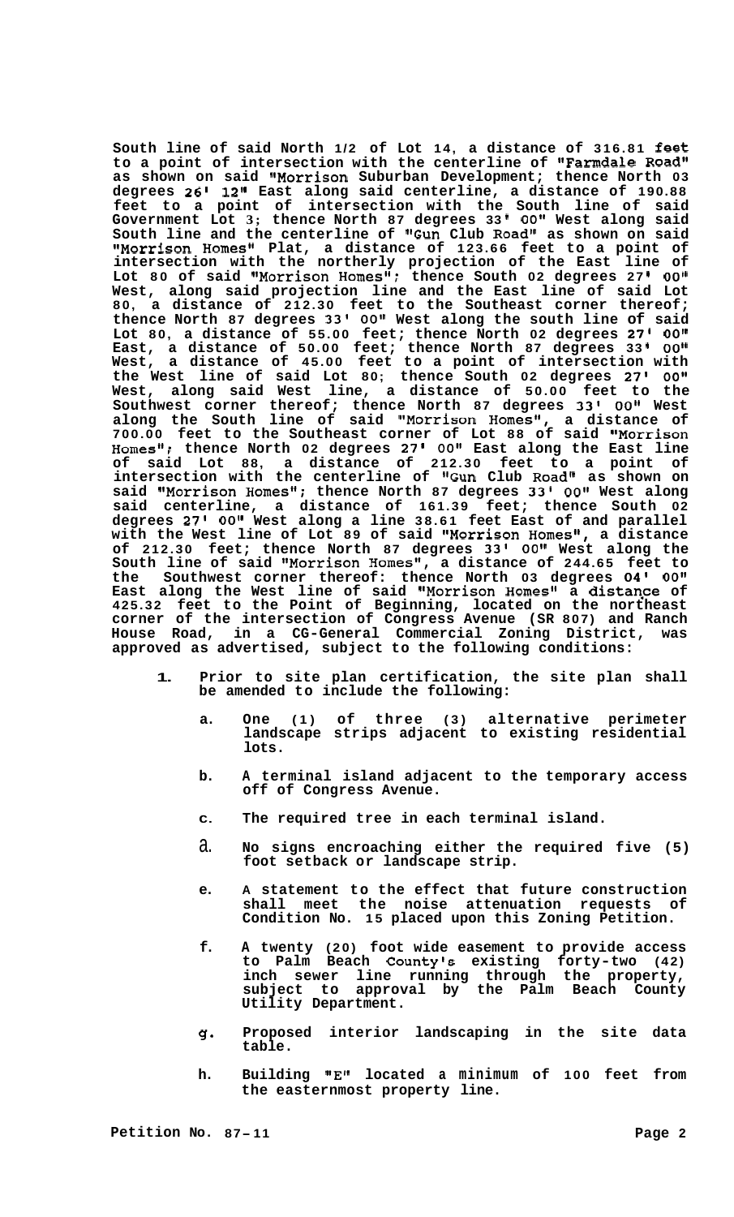**South line of said North 1/2 of Lot 14, a distance of 316.81 feet to a point of intersection with the centerline of "Farmdale Road" as shown on said "Morrison Suburban Development; thence North 03 degrees 26' 12" East along said centerline, a distance of 190.88 feet to a point of intersection with the South line of said Government Lot 3; thence North 87 degrees 33' 00" West along said South line and the centerline of "Gun Club Road" as shown on said "Morrison Homes" Plat, a distance of 123.66 feet to a point of intersection with the northerly projection of the East line of Lot 80 of said "Morrison Homes"; thence South 02 degrees 27' 00" West, along said projection line and the East line of said Lot 80, a distance of 212.30 feet to the Southeast corner thereof; thence North 87 degrees 33' 00" West along the south line of said Lot 80, a distance of 55.00 feet; thence North 02 degrees 27' 00" East, a distance of 50.00 feet; thence North 87 degrees 33' 00" West, a distance of 45.00 feet to a point of intersection with the West line of said Lot 80; thence South 02 degrees 27' 00" West, along said West line, a distance of 50.00 feet to the Southwest corner thereof; thence North 87 degrees 33' 00" West along the South line of said "Morrison Homes", a distance of 700.00 feet to the Southeast corner of Lot 88 of said "Morrison Homes"; thence North 02 degrees 27' 00" East along the East line of said Lot 88, a distance of 212.30 feet to a point of intersection with the centerline of "Gun Club Road" as shown on said "Morrison Homes"; thence North 87 degrees 33' 00" West along said centerline, a distance of 161.39 feet; thence South 02 degrees 27' 00" West along a line 38.61 feet East of and parallel with the West line of Lot 89 of said "Morrison Homes", a distance of 212.30 feet; thence North 87 degrees 33' 00" West along the South line of said "Morrison Homes", a distance of 244.65 feet to the Southwest corner thereof: thence North 03 degrees 04' 00" East along the West line of said "Morrison Homes" a distance of 425.32 feet to the Point of Beginning, located on the northeast corner of the intersection of Congress Avenue (SR 807) and Ranch House Road, in a CG-General Commercial Zoning District, was approved as advertised, subject to the following conditions:**

1. **Prior to site plan certification, the site plan shall be amended to include the following:**

   a. **One (1) of three (3) alternative perimeter landscape strips adjacent to existing residential lots.**

   b. **A terminal island adjacent to the temporary access off of Congress Avenue.**

   c. **The required tree in each terminal island.**

   d. **No signs encroaching either the required five (5) foot setback or landscape strip.**

   e. **A statement to the effect that future construction shall meet the noise attenuation requests of Condition No. 15 placed upon this Zoning Petition.**

   f. **A twenty (20) foot wide easement to provide access to Palm Beach County's existing forty-two (42) inch sewer line running through the property, subject to approval by the Palm Beach County Utility Department.**

   g. **Proposed interior landscaping in the site data table.**

   h. **Building "E" located a minimum of 100 feet from the easternmost property line.**

**Petition No. 87-11**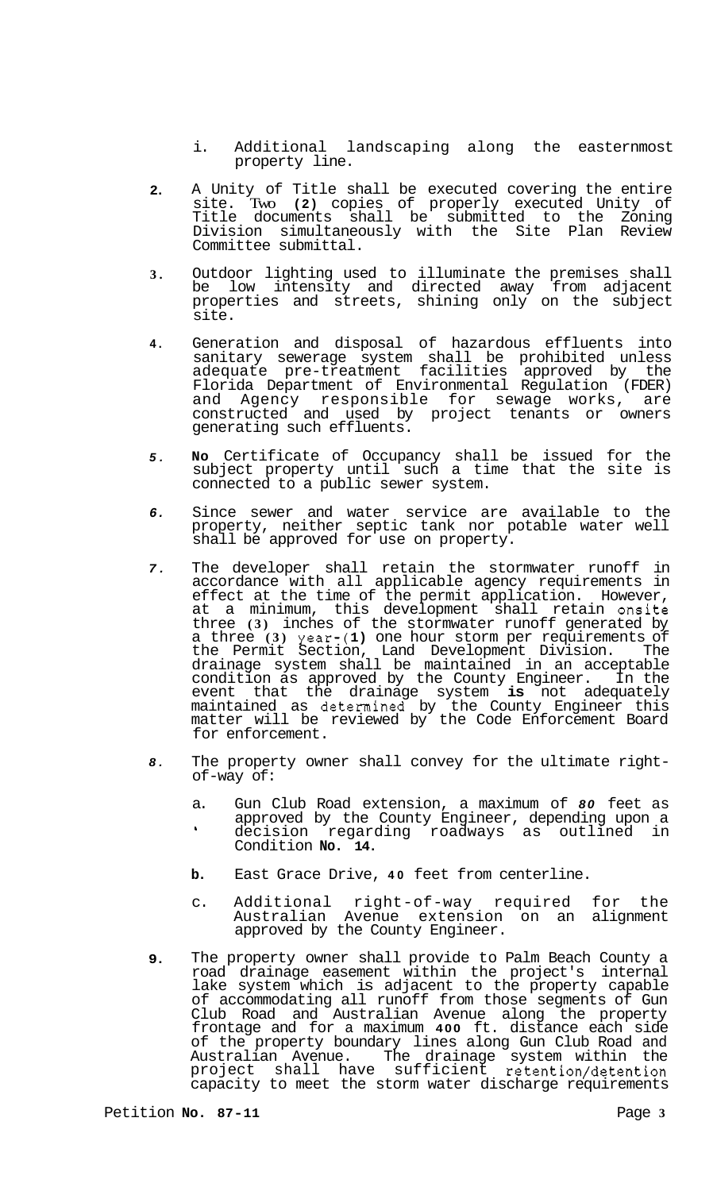i. Additional landscaping along the easternmost property line.

2. A Unity of Title shall be executed covering the entire site. Two (2) copies of properly executed Unity of Title documents shall be submitted to the Zoning Division simultaneously with the Site Plan Review Committee submittal.

3. Outdoor lighting used to illuminate the premises shall be low intensity and directed away from adjacent properties and streets, shining only on the subject site.

4. Generation and disposal of hazardous effluents into sanitary sewerage system shall be prohibited unless adequate pre-treatment facilities approved by the Florida Department of Environmental Regulation (FDER) and Agency responsible for sewage works, are constructed and used by project tenants or owners generating such effluents.

5. No Certificate of Occupancy shall be issued for the subject property until such a time that the site is connected to a public sewer system.

6. Since sewer and water service are available to the property, neither septic tank nor potable water well shall be approved for use on property.

7. The developer shall retain the stormwater runoff in accordance with all applicable agency requirements in effect at the time of the permit application. However, at a minimum, this development shall retain onsite three (3) inches of the stormwater runoff generated by a three (3) year-(1) one hour storm per requirements of the Permit Section, Land Development Division. The drainage system shall be maintained in an acceptable condition as approved by the County Engineer. In the event that the drainage system is not adequately maintained as determined by the County Engineer this matter will be reviewed by the Code Enforcement Board for enforcement.

8. The property owner shall convey for the ultimate right-of-way of:

   a. Gun Club Road extension, a maximum of 80 feet as approved by the County Engineer, depending upon a decision regarding roadways as outlined in Condition No. 14.

   b. East Grace Drive, 40 feet from centerline.

   c. Additional right-of-way required for the Australian Avenue extension on an alignment approved by the County Engineer.

9. The property owner shall provide to Palm Beach County a road drainage easement within the project's internal lake system which is adjacent to the property capable of accommodating all runoff from those segments of Gun Club Road and Australian Avenue along the property frontage and for a maximum 400 ft. distance each side of the property boundary lines along Gun Club Road and Australian Avenue. The drainage system within the project shall have sufficient retention/detention capacity to meet the storm water discharge requirements

Petition No. 87-11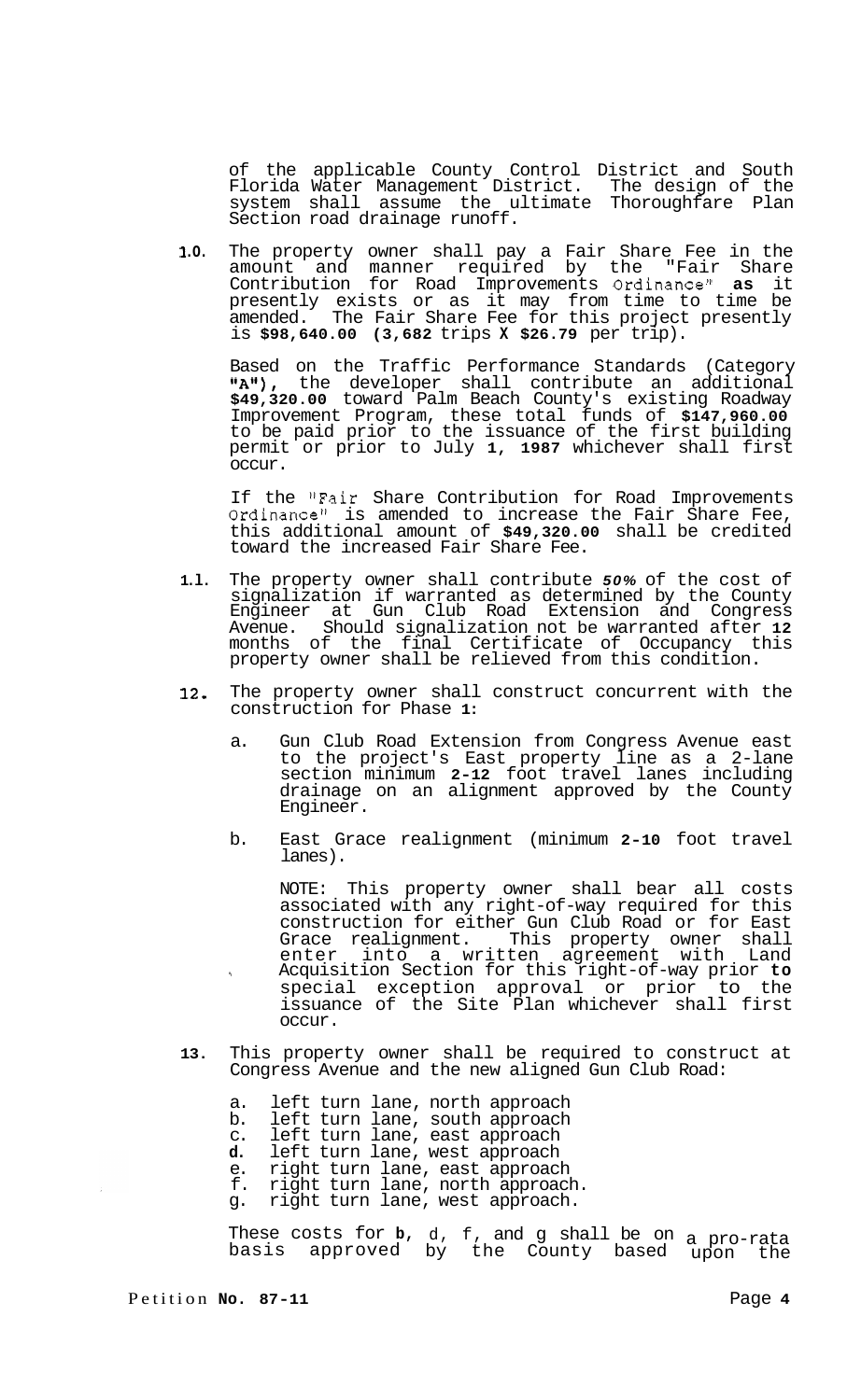of the applicable County Control District and South Florida Water Management District. The design of the system shall assume the ultimate Thoroughfare Plan Section road drainage runoff.

**1.0.** The property owner shall pay a Fair Share Fee in the amount and manner required by the "Fair Share Contribution for Road Improvements Ordinance" **as** it presently exists or as it may from time to time be amended. The Fair Share Fee for this project presently is **$98,640.00 (3,682** trips **X $26.79** per trip).

Based on the Traffic Performance Standards (Category **"A"),** the developer shall contribute an additional **$49,320.00** toward Palm Beach County's existing Roadway Improvement Program, these total funds of **$147,960.00** to be paid prior to the issuance of the first building permit or prior to July **1, 1987** whichever shall first occur.

If the "Fair Share Contribution for Road Improvements Ordinance" is amended to increase the Fair Share Fee, this additional amount of **$49,320.00** shall be credited toward the increased Fair Share Fee.

**1.1.** The property owner shall contribute *50%* of the cost of signalization if warranted as determined by the County Engineer at Gun Club Road Extension and Congress Avenue. Should signalization not be warranted after **12** months of the final Certificate of Occupancy this property owner shall be relieved from this condition.

**12.** The property owner shall construct concurrent with the construction for Phase **1:**

a. Gun Club Road Extension from Congress Avenue east to the project's East property line as a 2-lane section minimum **2-12** foot travel lanes including drainage on an alignment approved by the County Engineer.

b. East Grace realignment (minimum **2-10** foot travel lanes).

NOTE: This property owner shall bear all costs associated with any right-of-way required for this construction for either Gun Club Road or for East Grace realignment. This property owner shall enter into a written agreement with Land Acquisition Section for this right-of-way prior **to** special exception approval or prior to the issuance of the Site Plan whichever shall first occur.

**13.** This property owner shall be required to construct at Congress Avenue and the new aligned Gun Club Road:

a. left turn lane, north approach
b. left turn lane, south approach
c. left turn lane, east approach
**d.** left turn lane, west approach
e. right turn lane, east approach
f. right turn lane, north approach.
g. right turn lane, west approach.

These costs for **b**, d, f, and g shall be on a pro-rata basis approved by the County based upon the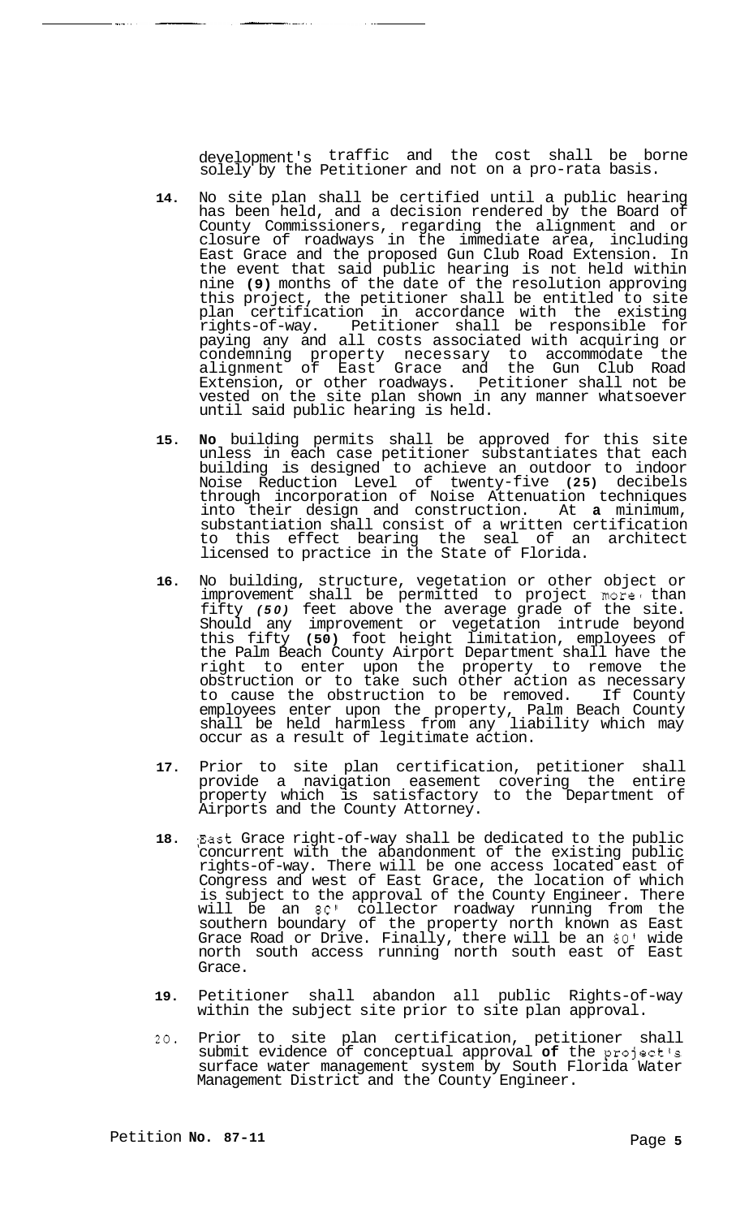development's traffic and the cost shall be borne solely by the Petitioner and not on a pro-rata basis.

14. No site plan shall be certified until a public hearing has been held, and a decision rendered by the Board of County Commissioners, regarding the alignment and or closure of roadways in the immediate area, including East Grace and the proposed Gun Club Road Extension. In the event that said public hearing is not held within nine (9) months of the date of the resolution approving this project, the petitioner shall be entitled to site plan certification in accordance with the existing rights-of-way. Petitioner shall be responsible for paying any and all costs associated with acquiring or condemning property necessary to accommodate the alignment of East Grace and the Gun Club Road Extension, or other roadways. Petitioner shall not be vested on the site plan shown in any manner whatsoever until said public hearing is held.

15. No building permits shall be approved for this site unless in each case petitioner substantiates that each building is designed to achieve an outdoor to indoor Noise Reduction Level of twenty-five (25) decibels through incorporation of Noise Attenuation techniques into their design and construction. At a minimum, substantiation shall consist of a written certification to this effect bearing the seal of an architect licensed to practice in the State of Florida.

16. No building, structure, vegetation or other object or improvement shall be permitted to project more than fifty *(50)* feet above the average grade of the site. Should any improvement or vegetation intrude beyond this fifty (50) foot height limitation, employees of the Palm Beach County Airport Department shall have the right to enter upon the property to remove the obstruction or to take such other action as necessary to cause the obstruction to be removed. If County employees enter upon the property, Palm Beach County shall be held harmless from any liability which may occur as a result of legitimate action.

17. Prior to site plan certification, petitioner shall provide a navigation easement covering the entire property which is satisfactory to the Department of Airports and the County Attorney.

18. East Grace right-of-way shall be dedicated to the public concurrent with the abandonment of the existing public rights-of-way. There will be one access located east of Congress and west of East Grace, the location of which is subject to the approval of the County Engineer. There will be an 80' collector roadway running from the southern boundary of the property north known as East Grace Road or Drive. Finally, there will be an 60' wide north south access running north south east of East Grace.

19. Petitioner shall abandon all public Rights-of-way within the subject site prior to site plan approval.

20. Prior to site plan certification, petitioner shall submit evidence of conceptual approval of the project's surface water management system by South Florida Water Management District and the County Engineer.

Petition No. 87-11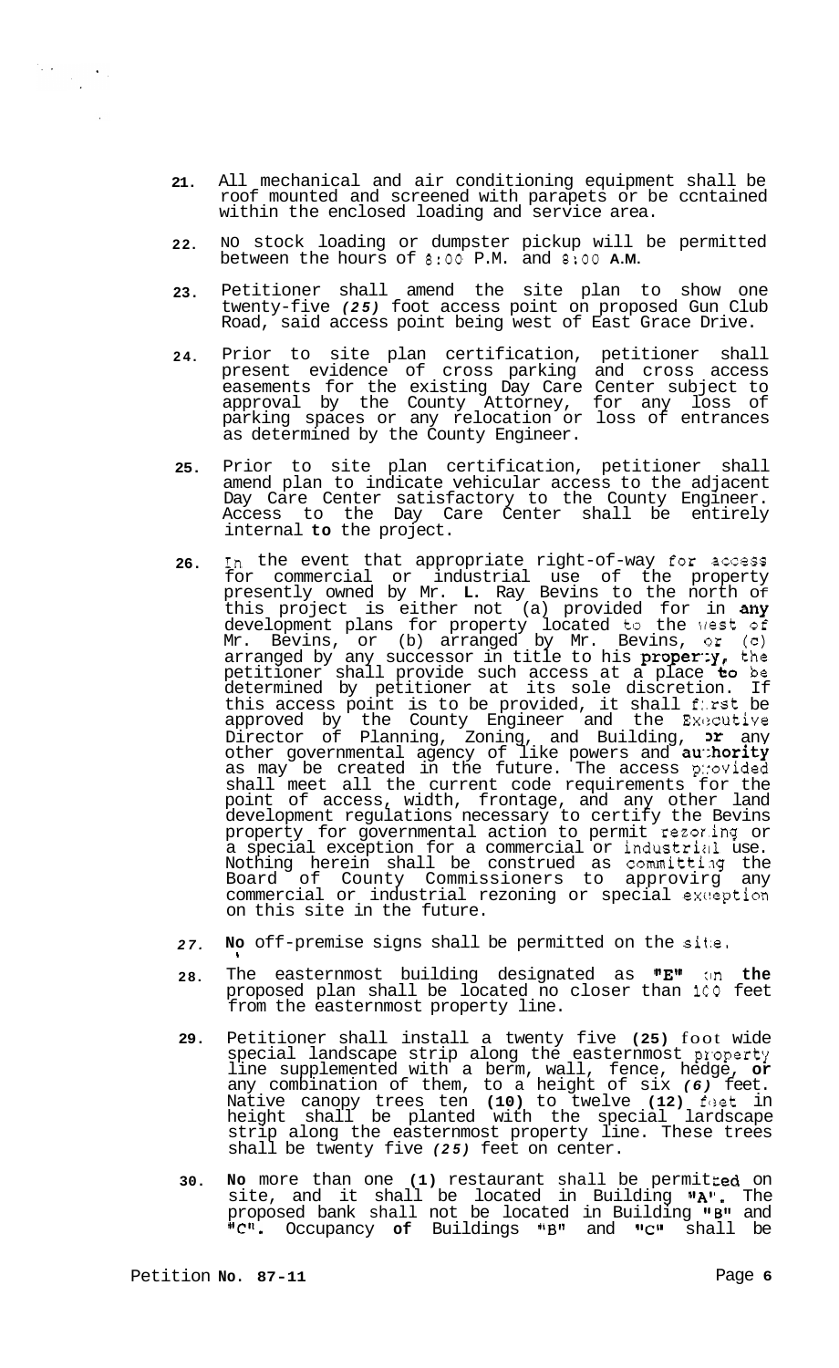21. All mechanical and air conditioning equipment shall be roof mounted and screened with parapets or be contained within the enclosed loading and service area.

22. NO stock loading or dumpster pickup will be permitted between the hours of 8:00 P.M. and 8:00 A.M.

23. Petitioner shall amend the site plan to show one twenty-five *(25)* foot access point on proposed Gun Club Road, said access point being west of East Grace Drive.

24. Prior to site plan certification, petitioner shall present evidence of cross parking and cross access easements for the existing Day Care Center subject to approval by the County Attorney, for any loss of parking spaces or any relocation or loss of entrances as determined by the County Engineer.

25. Prior to site plan certification, petitioner shall amend plan to indicate vehicular access to the adjacent Day Care Center satisfactory to the County Engineer. Access to the Day Care Center shall be entirely internal **to** the project.

26. In the event that appropriate right-of-way for access for commercial or industrial use of the property presently owned by Mr. **L.** Ray Bevins to the north of this project is either not (a) provided for in **any** development plans for property located to the west of Mr. Bevins, or (b) arranged by Mr. Bevins, or (c) arranged by any successor in title to his **property,** the petitioner shall provide such access at a place **to** be determined by petitioner at its sole discretion. If this access point is to be provided, it shall first be approved by the County Engineer and the Executive Director of Planning, Zoning, and Building, **or** any other governmental agency of like powers and **authority** as may be created in the future. The access provided shall meet all the current code requirements for the point of access, width, frontage, and any other land development regulations necessary to certify the Bevins property for governmental action to permit rezoning or a special exception for a commercial or industrial use. Nothing herein shall be construed as committing the Board of County Commissioners to approving any commercial or industrial rezoning or special exception on this site in the future.

27. **No** off-premise signs shall be permitted on the site.

28. The easternmost building designated as **"E"** on **the** proposed plan shall be located no closer than 100 feet from the easternmost property line.

29. Petitioner shall install a twenty five **(25)** foot wide special landscape strip along the easternmost property line supplemented with a berm, wall, fence, hedge, **or** any combination of them, to a height of six *(6)* feet. Native canopy trees ten **(10)** to twelve **(12)** feet in height shall be planted with the special landscape strip along the easternmost property line. These trees shall be twenty five *(25)* feet on center.

30. **No** more than one **(1)** restaurant shall be permitted on site, and it shall be located in Building **"A".** The proposed bank shall not be located in Building **"B"** and **"C".** Occupancy **of** Buildings **"B"** and **"C"** shall be

Petition **No. 87-11**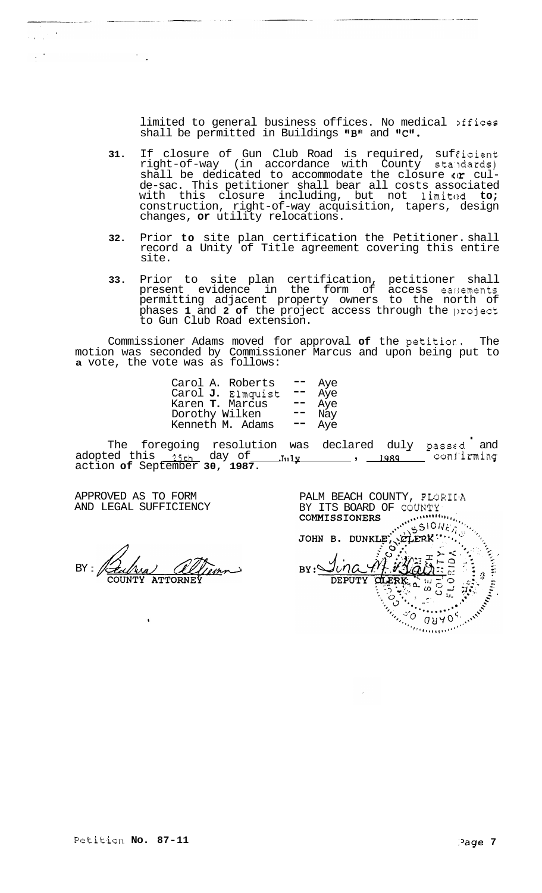limited to general business offices. No medical offices shall be permitted in Buildings "B" and "C".

31. If closure of Gun Club Road is required, sufficient right-of-way (in accordance with County standards) shall be dedicated to accommodate the closure or cul-de-sac. This petitioner shall bear all costs associated with this closure including, but not limited to; construction, right-of-way acquisition, tapers, design changes, or utility relocations.

32. Prior to site plan certification the Petitioner shall record a Unity of Title agreement covering this entire site.

33. Prior to site plan certification, petitioner shall present evidence in the form of access easements permitting adjacent property owners to the north of phases 1 and 2 of the project access through the project to Gun Club Road extension.

Commissioner Adams moved for approval of the petition. The motion was seconded by Commissioner Marcus and upon being put to a vote, the vote was as follows:

| | | |
|---|---|---|
| Carol A. Roberts | -- | Aye |
| Carol J. Elmquist | -- | Aye |
| Karen T. Marcus | -- | Aye |
| Dorothy Wilken | -- | Nay |
| Kenneth M. Adams | -- | Aye |

The foregoing resolution was declared duly passed and adopted this 25th day of July, 1989 confirming action of September 30, 1987.

APPROVED AS TO FORM AND LEGAL SUFFICIENCY

BY: COUNTY ATTORNEY

PALM BEACH COUNTY, FLORIDA BY ITS BOARD OF COUNTY COMMISSIONERS

JOHN B. DUNKLE, CLERK

BY: DEPUTY CLERK

Petition No. 87-11